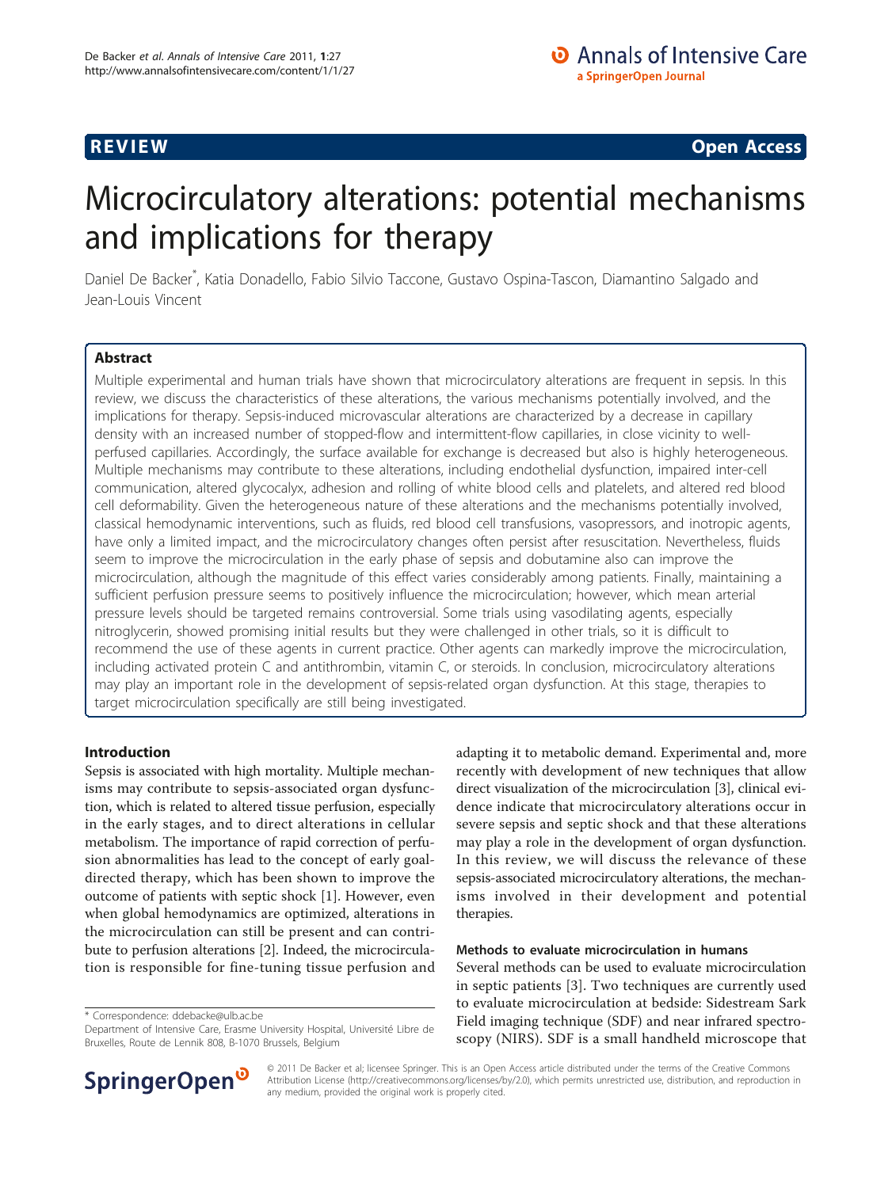**REVIEW** **Open Access**

# Microcirculatory alterations: potential mechanisms and implications for therapy

Daniel De Backer*, Katia Donadello, Fabio Silvio Taccone, Gustavo Ospina-Tascon, Diamantino Salgado and Jean-Louis Vincent

## Abstract

Multiple experimental and human trials have shown that microcirculatory alterations are frequent in sepsis. In this review, we discuss the characteristics of these alterations, the various mechanisms potentially involved, and the implications for therapy. Sepsis-induced microvascular alterations are characterized by a decrease in capillary density with an increased number of stopped-flow and intermittent-flow capillaries, in close vicinity to well-perfused capillaries. Accordingly, the surface available for exchange is decreased but also is highly heterogeneous. Multiple mechanisms may contribute to these alterations, including endothelial dysfunction, impaired inter-cell communication, altered glycocalyx, adhesion and rolling of white blood cells and platelets, and altered red blood cell deformability. Given the heterogeneous nature of these alterations and the mechanisms potentially involved, classical hemodynamic interventions, such as fluids, red blood cell transfusions, vasopressors, and inotropic agents, have only a limited impact, and the microcirculatory changes often persist after resuscitation. Nevertheless, fluids seem to improve the microcirculation in the early phase of sepsis and dobutamine also can improve the microcirculation, although the magnitude of this effect varies considerably among patients. Finally, maintaining a sufficient perfusion pressure seems to positively influence the microcirculation; however, which mean arterial pressure levels should be targeted remains controversial. Some trials using vasodilating agents, especially nitroglycerin, showed promising initial results but they were challenged in other trials, so it is difficult to recommend the use of these agents in current practice. Other agents can markedly improve the microcirculation, including activated protein C and antithrombin, vitamin C, or steroids. In conclusion, microcirculatory alterations may play an important role in the development of sepsis-related organ dysfunction. At this stage, therapies to target microcirculation specifically are still being investigated.

## Introduction

Sepsis is associated with high mortality. Multiple mechanisms may contribute to sepsis-associated organ dysfunction, which is related to altered tissue perfusion, especially in the early stages, and to direct alterations in cellular metabolism. The importance of rapid correction of perfusion abnormalities has lead to the concept of early goal-directed therapy, which has been shown to improve the outcome of patients with septic shock [1]. However, even when global hemodynamics are optimized, alterations in the microcirculation can still be present and can contribute to perfusion alterations [2]. Indeed, the microcirculation is responsible for fine-tuning tissue perfusion and adapting it to metabolic demand. Experimental and, more recently with development of new techniques that allow direct visualization of the microcirculation [3], clinical evidence indicate that microcirculatory alterations occur in severe sepsis and septic shock and that these alterations may play a role in the development of organ dysfunction. In this review, we will discuss the relevance of these sepsis-associated microcirculatory alterations, the mechanisms involved in their development and potential therapies.

### Methods to evaluate microcirculation in humans

Several methods can be used to evaluate microcirculation in septic patients [3]. Two techniques are currently used to evaluate microcirculation at bedside: Sidestream Sark Field imaging technique (SDF) and near infrared spectroscopy (NIRS). SDF is a small handheld microscope that

\* Correspondence: ddebacke@ulb.ac.be
Department of Intensive Care, Erasme University Hospital, Université Libre de Bruxelles, Route de Lennik 808, B-1070 Brussels, Belgium

© 2011 De Backer et al; licensee Springer. This is an Open Access article distributed under the terms of the Creative Commons Attribution License (http://creativecommons.org/licenses/by/2.0), which permits unrestricted use, distribution, and reproduction in any medium, provided the original work is properly cited.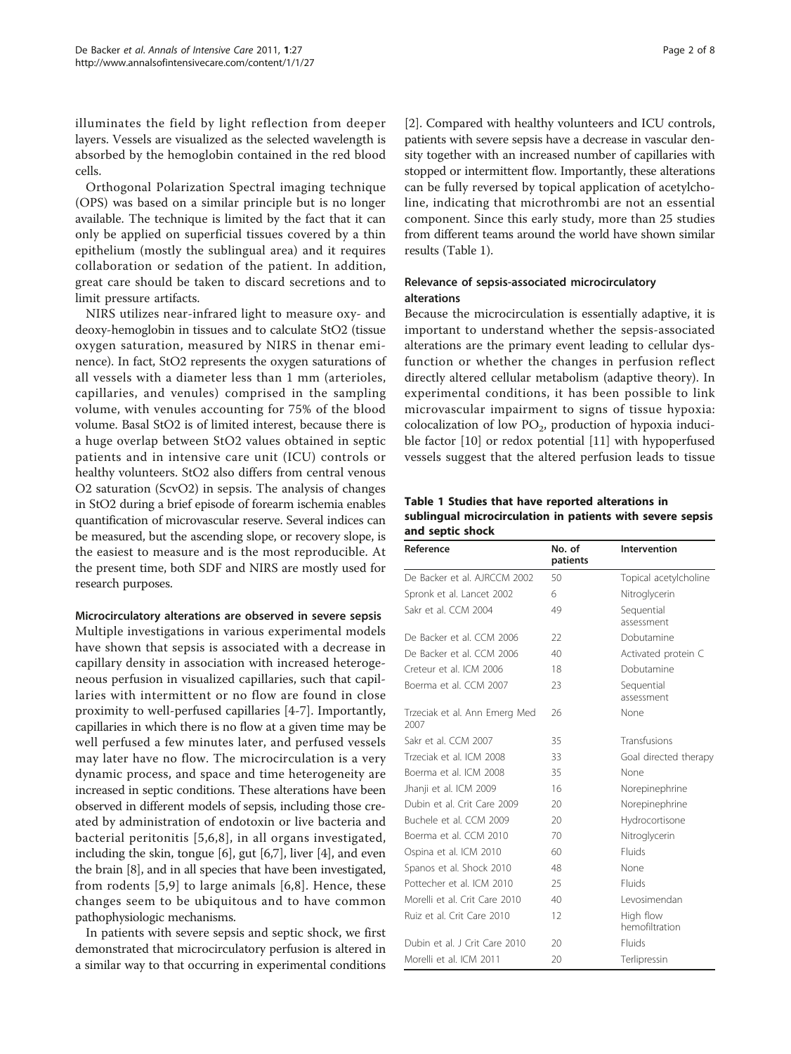illuminates the field by light reflection from deeper layers. Vessels are visualized as the selected wavelength is absorbed by the hemoglobin contained in the red blood cells.

Orthogonal Polarization Spectral imaging technique (OPS) was based on a similar principle but is no longer available. The technique is limited by the fact that it can only be applied on superficial tissues covered by a thin epithelium (mostly the sublingual area) and it requires collaboration or sedation of the patient. In addition, great care should be taken to discard secretions and to limit pressure artifacts.

NIRS utilizes near-infrared light to measure oxy- and deoxy-hemoglobin in tissues and to calculate StO2 (tissue oxygen saturation, measured by NIRS in thenar eminence). In fact, StO2 represents the oxygen saturations of all vessels with a diameter less than 1 mm (arterioles, capillaries, and venules) comprised in the sampling volume, with venules accounting for 75% of the blood volume. Basal StO2 is of limited interest, because there is a huge overlap between StO2 values obtained in septic patients and in intensive care unit (ICU) controls or healthy volunteers. StO2 also differs from central venous O2 saturation (ScvO2) in sepsis. The analysis of changes in StO2 during a brief episode of forearm ischemia enables quantification of microvascular reserve. Several indices can be measured, but the ascending slope, or recovery slope, is the easiest to measure and is the most reproducible. At the present time, both SDF and NIRS are mostly used for research purposes.

### Microcirculatory alterations are observed in severe sepsis

Multiple investigations in various experimental models have shown that sepsis is associated with a decrease in capillary density in association with increased heterogeneous perfusion in visualized capillaries, such that capillaries with intermittent or no flow are found in close proximity to well-perfused capillaries [4-7]. Importantly, capillaries in which there is no flow at a given time may be well perfused a few minutes later, and perfused vessels may later have no flow. The microcirculation is a very dynamic process, and space and time heterogeneity are increased in septic conditions. These alterations have been observed in different models of sepsis, including those created by administration of endotoxin or live bacteria and bacterial peritonitis [5,6,8], in all organs investigated, including the skin, tongue [6], gut [6,7], liver [4], and even the brain [8], and in all species that have been investigated, from rodents [5,9] to large animals [6,8]. Hence, these changes seem to be ubiquitous and to have common pathophysiologic mechanisms.

In patients with severe sepsis and septic shock, we first demonstrated that microcirculatory perfusion is altered in a similar way to that occurring in experimental conditions [2]. Compared with healthy volunteers and ICU controls, patients with severe sepsis have a decrease in vascular density together with an increased number of capillaries with stopped or intermittent flow. Importantly, these alterations can be fully reversed by topical application of acetylcholine, indicating that microthrombi are not an essential component. Since this early study, more than 25 studies from different teams around the world have shown similar results (Table 1).

### Relevance of sepsis-associated microcirculatory alterations

Because the microcirculation is essentially adaptive, it is important to understand whether the sepsis-associated alterations are the primary event leading to cellular dysfunction or whether the changes in perfusion reflect directly altered cellular metabolism (adaptive theory). In experimental conditions, it has been possible to link microvascular impairment to signs of tissue hypoxia: colocalization of low $PO_2$, production of hypoxia inducible factor [10] or redox potential [11] with hypoperfused vessels suggest that the altered perfusion leads to tissue

**Table 1 Studies that have reported alterations in sublingual microcirculation in patients with severe sepsis and septic shock**

| Reference | No. of patients | Intervention |
|---|---|---|
| De Backer et al. AJRCCM 2002 | 50 | Topical acetylcholine |
| Spronk et al. Lancet 2002 | 6 | Nitroglycerin |
| Sakr et al. CCM 2004 | 49 | Sequential assessment |
| De Backer et al. CCM 2006 | 22 | Dobutamine |
| De Backer et al. CCM 2006 | 40 | Activated protein C |
| Creteur et al. ICM 2006 | 18 | Dobutamine |
| Boerma et al. CCM 2007 | 23 | Sequential assessment |
| Trzeciak et al. Ann Emerg Med 2007 | 26 | None |
| Sakr et al. CCM 2007 | 35 | Transfusions |
| Trzeciak et al. ICM 2008 | 33 | Goal directed therapy |
| Boerma et al. ICM 2008 | 35 | None |
| Jhanji et al. ICM 2009 | 16 | Norepinephrine |
| Dubin et al. Crit Care 2009 | 20 | Norepinephrine |
| Buchele et al. CCM 2009 | 20 | Hydrocortisone |
| Boerma et al. CCM 2010 | 70 | Nitroglycerin |
| Ospina et al. ICM 2010 | 60 | Fluids |
| Spanos et al. Shock 2010 | 48 | None |
| Pottecher et al. ICM 2010 | 25 | Fluids |
| Morelli et al. Crit Care 2010 | 40 | Levosimendan |
| Ruiz et al. Crit Care 2010 | 12 | High flow hemofiltration |
| Dubin et al. J Crit Care 2010 | 20 | Fluids |
| Morelli et al. ICM 2011 | 20 | Terlipressin |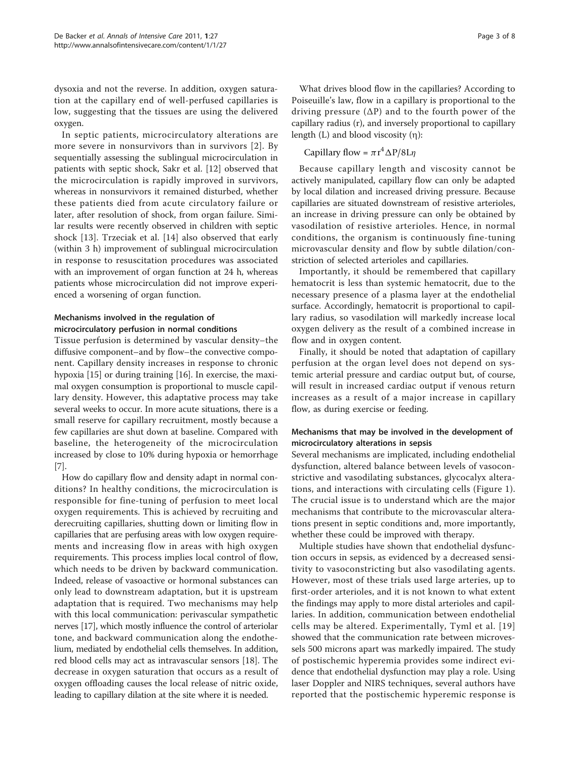dysoxia and not the reverse. In addition, oxygen saturation at the capillary end of well-perfused capillaries is low, suggesting that the tissues are using the delivered oxygen.

In septic patients, microcirculatory alterations are more severe in nonsurvivors than in survivors [2]. By sequentially assessing the sublingual microcirculation in patients with septic shock, Sakr et al. [12] observed that the microcirculation is rapidly improved in survivors, whereas in nonsurvivors it remained disturbed, whether these patients died from acute circulatory failure or later, after resolution of shock, from organ failure. Similar results were recently observed in children with septic shock [13]. Trzeciak et al. [14] also observed that early (within 3 h) improvement of sublingual microcirculation in response to resuscitation procedures was associated with an improvement of organ function at 24 h, whereas patients whose microcirculation did not improve experienced a worsening of organ function.

### Mechanisms involved in the regulation of microcirculatory perfusion in normal conditions

Tissue perfusion is determined by vascular density–the diffusive component–and by flow–the convective component. Capillary density increases in response to chronic hypoxia [15] or during training [16]. In exercise, the maximal oxygen consumption is proportional to muscle capillary density. However, this adaptative process may take several weeks to occur. In more acute situations, there is a small reserve for capillary recruitment, mostly because a few capillaries are shut down at baseline. Compared with baseline, the heterogeneity of the microcirculation increased by close to 10% during hypoxia or hemorrhage [7].

How do capillary flow and density adapt in normal conditions? In healthy conditions, the microcirculation is responsible for fine-tuning of perfusion to meet local oxygen requirements. This is achieved by recruiting and derecruiting capillaries, shutting down or limiting flow in capillaries that are perfusing areas with low oxygen requirements and increasing flow in areas with high oxygen requirements. This process implies local control of flow, which needs to be driven by backward communication. Indeed, release of vasoactive or hormonal substances can only lead to downstream adaptation, but it is upstream adaptation that is required. Two mechanisms may help with this local communication: perivascular sympathetic nerves [17], which mostly influence the control of arteriolar tone, and backward communication along the endothelium, mediated by endothelial cells themselves. In addition, red blood cells may act as intravascular sensors [18]. The decrease in oxygen saturation that occurs as a result of oxygen offloading causes the local release of nitric oxide, leading to capillary dilation at the site where it is needed.

What drives blood flow in the capillaries? According to Poiseuille's law, flow in a capillary is proportional to the driving pressure ($\Delta P$) and to the fourth power of the capillary radius (r), and inversely proportional to capillary length (L) and blood viscosity ($\eta$):

$$\text{Capillary flow} = \pi r^4 \Delta P / 8 L \eta$$

Because capillary length and viscosity cannot be actively manipulated, capillary flow can only be adapted by local dilation and increased driving pressure. Because capillaries are situated downstream of resistive arterioles, an increase in driving pressure can only be obtained by vasodilation of resistive arterioles. Hence, in normal conditions, the organism is continuously fine-tuning microvascular density and flow by subtle dilation/constriction of selected arterioles and capillaries.

Importantly, it should be remembered that capillary hematocrit is less than systemic hematocrit, due to the necessary presence of a plasma layer at the endothelial surface. Accordingly, hematocrit is proportional to capillary radius, so vasodilation will markedly increase local oxygen delivery as the result of a combined increase in flow and in oxygen content.

Finally, it should be noted that adaptation of capillary perfusion at the organ level does not depend on systemic arterial pressure and cardiac output but, of course, will result in increased cardiac output if venous return increases as a result of a major increase in capillary flow, as during exercise or feeding.

### Mechanisms that may be involved in the development of microcirculatory alterations in sepsis

Several mechanisms are implicated, including endothelial dysfunction, altered balance between levels of vasoconstrictive and vasodilating substances, glycocalyx alterations, and interactions with circulating cells (Figure 1). The crucial issue is to understand which are the major mechanisms that contribute to the microvascular alterations present in septic conditions and, more importantly, whether these could be improved with therapy.

Multiple studies have shown that endothelial dysfunction occurs in sepsis, as evidenced by a decreased sensitivity to vasoconstricting but also vasodilating agents. However, most of these trials used large arteries, up to first-order arterioles, and it is not known to what extent the findings may apply to more distal arterioles and capillaries. In addition, communication between endothelial cells may be altered. Experimentally, Tyml et al. [19] showed that the communication rate between microvessels 500 microns apart was markedly impaired. The study of postischemic hyperemia provides some indirect evidence that endothelial dysfunction may play a role. Using laser Doppler and NIRS techniques, several authors have reported that the postischemic hyperemic response is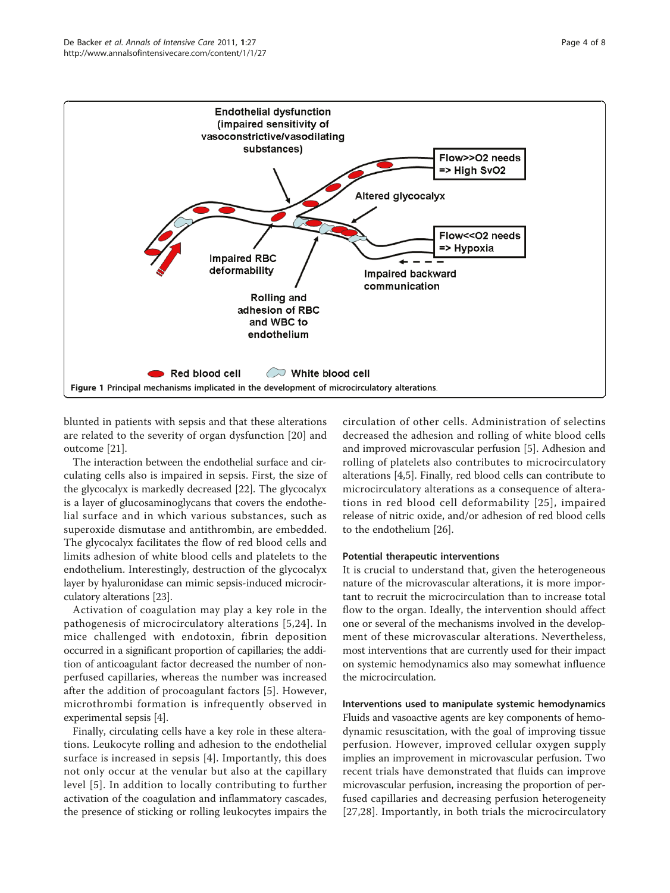**Figure 1 Principal mechanisms implicated in the development of microcirculatory alterations.**

blunted in patients with sepsis and that these alterations are related to the severity of organ dysfunction [20] and outcome [21].

The interaction between the endothelial surface and circulating cells also is impaired in sepsis. First, the size of the glycocalyx is markedly decreased [22]. The glycocalyx is a layer of glucosaminoglycans that covers the endothelial surface and in which various substances, such as superoxide dismutase and antithrombin, are embedded. The glycocalyx facilitates the flow of red blood cells and limits adhesion of white blood cells and platelets to the endothelium. Interestingly, destruction of the glycocalyx layer by hyaluronidase can mimic sepsis-induced microcirculatory alterations [23].

Activation of coagulation may play a key role in the pathogenesis of microcirculatory alterations [5,24]. In mice challenged with endotoxin, fibrin deposition occurred in a significant proportion of capillaries; the addition of anticoagulant factor decreased the number of non-perfused capillaries, whereas the number was increased after the addition of procoagulant factors [5]. However, microthrombi formation is infrequently observed in experimental sepsis [4].

Finally, circulating cells have a key role in these alterations. Leukocyte rolling and adhesion to the endothelial surface is increased in sepsis [4]. Importantly, this does not only occur at the venular but also at the capillary level [5]. In addition to locally contributing to further activation of the coagulation and inflammatory cascades, the presence of sticking or rolling leukocytes impairs the circulation of other cells. Administration of selectins decreased the adhesion and rolling of white blood cells and improved microvascular perfusion [5]. Adhesion and rolling of platelets also contributes to microcirculatory alterations [4,5]. Finally, red blood cells can contribute to microcirculatory alterations as a consequence of alterations in red blood cell deformability [25], impaired release of nitric oxide, and/or adhesion of red blood cells to the endothelium [26].

### Potential therapeutic interventions

It is crucial to understand that, given the heterogeneous nature of the microvascular alterations, it is more important to recruit the microcirculation than to increase total flow to the organ. Ideally, the intervention should affect one or several of the mechanisms involved in the development of these microvascular alterations. Nevertheless, most interventions that are currently used for their impact on systemic hemodynamics also may somewhat influence the microcirculation.

#### Interventions used to manipulate systemic hemodynamics

Fluids and vasoactive agents are key components of hemodynamic resuscitation, with the goal of improving tissue perfusion. However, improved cellular oxygen supply implies an improvement in microvascular perfusion. Two recent trials have demonstrated that fluids can improve microvascular perfusion, increasing the proportion of perfused capillaries and decreasing perfusion heterogeneity [27,28]. Importantly, in both trials the microcirculatory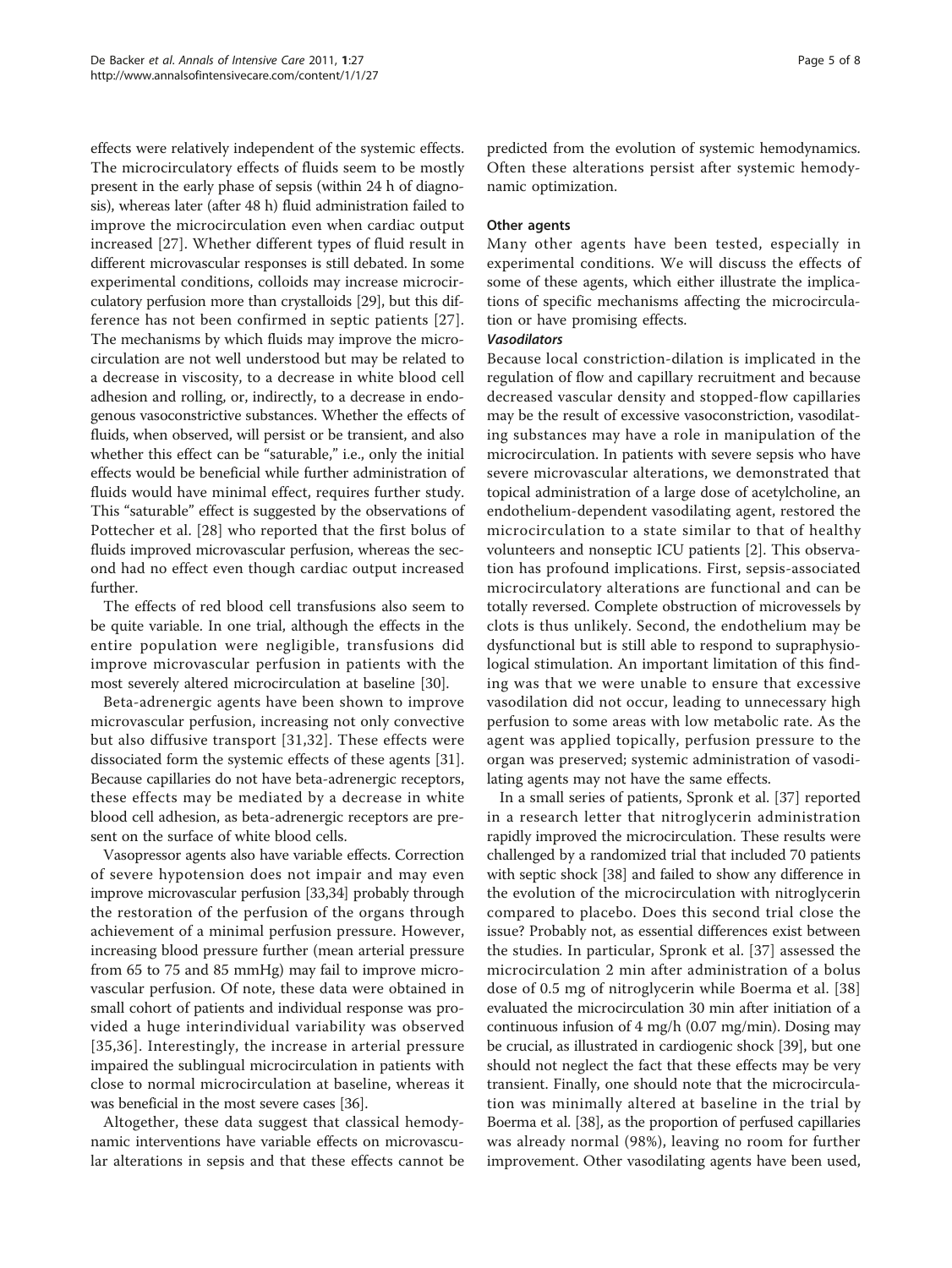effects were relatively independent of the systemic effects. The microcirculatory effects of fluids seem to be mostly present in the early phase of sepsis (within 24 h of diagnosis), whereas later (after 48 h) fluid administration failed to improve the microcirculation even when cardiac output increased [27]. Whether different types of fluid result in different microvascular responses is still debated. In some experimental conditions, colloids may increase microcirculatory perfusion more than crystalloids [29], but this difference has not been confirmed in septic patients [27]. The mechanisms by which fluids may improve the microcirculation are not well understood but may be related to a decrease in viscosity, to a decrease in white blood cell adhesion and rolling, or, indirectly, to a decrease in endogenous vasoconstrictive substances. Whether the effects of fluids, when observed, will persist or be transient, and also whether this effect can be "saturable," i.e., only the initial effects would be beneficial while further administration of fluids would have minimal effect, requires further study. This "saturable" effect is suggested by the observations of Pottecher et al. [28] who reported that the first bolus of fluids improved microvascular perfusion, whereas the second had no effect even though cardiac output increased further.

The effects of red blood cell transfusions also seem to be quite variable. In one trial, although the effects in the entire population were negligible, transfusions did improve microvascular perfusion in patients with the most severely altered microcirculation at baseline [30].

Beta-adrenergic agents have been shown to improve microvascular perfusion, increasing not only convective but also diffusive transport [31,32]. These effects were dissociated form the systemic effects of these agents [31]. Because capillaries do not have beta-adrenergic receptors, these effects may be mediated by a decrease in white blood cell adhesion, as beta-adrenergic receptors are present on the surface of white blood cells.

Vasopressor agents also have variable effects. Correction of severe hypotension does not impair and may even improve microvascular perfusion [33,34] probably through the restoration of the perfusion of the organs through achievement of a minimal perfusion pressure. However, increasing blood pressure further (mean arterial pressure from 65 to 75 and 85 mmHg) may fail to improve microvascular perfusion. Of note, these data were obtained in small cohort of patients and individual response was provided a huge interindividual variability was observed [35,36]. Interestingly, the increase in arterial pressure impaired the sublingual microcirculation in patients with close to normal microcirculation at baseline, whereas it was beneficial in the most severe cases [36].

Altogether, these data suggest that classical hemodynamic interventions have variable effects on microvascular alterations in sepsis and that these effects cannot be predicted from the evolution of systemic hemodynamics. Often these alterations persist after systemic hemodynamic optimization.

### Other agents

Many other agents have been tested, especially in experimental conditions. We will discuss the effects of some of these agents, which either illustrate the implications of specific mechanisms affecting the microcirculation or have promising effects.

#### *Vasodilators*

Because local constriction-dilation is implicated in the regulation of flow and capillary recruitment and because decreased vascular density and stopped-flow capillaries may be the result of excessive vasoconstriction, vasodilating substances may have a role in manipulation of the microcirculation. In patients with severe sepsis who have severe microvascular alterations, we demonstrated that topical administration of a large dose of acetylcholine, an endothelium-dependent vasodilating agent, restored the microcirculation to a state similar to that of healthy volunteers and nonseptic ICU patients [2]. This observation has profound implications. First, sepsis-associated microcirculatory alterations are functional and can be totally reversed. Complete obstruction of microvessels by clots is thus unlikely. Second, the endothelium may be dysfunctional but is still able to respond to supraphysiological stimulation. An important limitation of this finding was that we were unable to ensure that excessive vasodilation did not occur, leading to unnecessary high perfusion to some areas with low metabolic rate. As the agent was applied topically, perfusion pressure to the organ was preserved; systemic administration of vasodilating agents may not have the same effects.

In a small series of patients, Spronk et al. [37] reported in a research letter that nitroglycerin administration rapidly improved the microcirculation. These results were challenged by a randomized trial that included 70 patients with septic shock [38] and failed to show any difference in the evolution of the microcirculation with nitroglycerin compared to placebo. Does this second trial close the issue? Probably not, as essential differences exist between the studies. In particular, Spronk et al. [37] assessed the microcirculation 2 min after administration of a bolus dose of 0.5 mg of nitroglycerin while Boerma et al. [38] evaluated the microcirculation 30 min after initiation of a continuous infusion of 4 mg/h (0.07 mg/min). Dosing may be crucial, as illustrated in cardiogenic shock [39], but one should not neglect the fact that these effects may be very transient. Finally, one should note that the microcirculation was minimally altered at baseline in the trial by Boerma et al. [38], as the proportion of perfused capillaries was already normal (98%), leaving no room for further improvement. Other vasodilating agents have been used,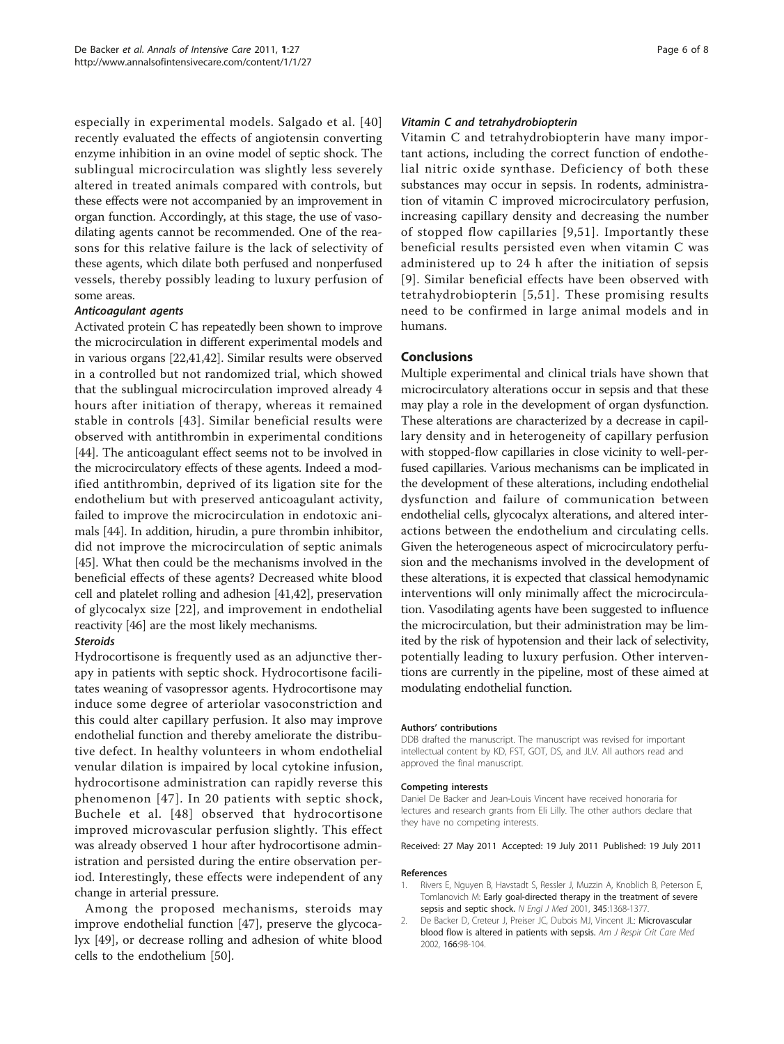especially in experimental models. Salgado et al. [40] recently evaluated the effects of angiotensin converting enzyme inhibition in an ovine model of septic shock. The sublingual microcirculation was slightly less severely altered in treated animals compared with controls, but these effects were not accompanied by an improvement in organ function. Accordingly, at this stage, the use of vasodilating agents cannot be recommended. One of the reasons for this relative failure is the lack of selectivity of these agents, which dilate both perfused and nonperfused vessels, thereby possibly leading to luxury perfusion of some areas.

#### *Anticoagulant agents*

Activated protein C has repeatedly been shown to improve the microcirculation in different experimental models and in various organs [22,41,42]. Similar results were observed in a controlled but not randomized trial, which showed that the sublingual microcirculation improved already 4 hours after initiation of therapy, whereas it remained stable in controls [43]. Similar beneficial results were observed with antithrombin in experimental conditions [44]. The anticoagulant effect seems not to be involved in the microcirculatory effects of these agents. Indeed a modified antithrombin, deprived of its ligation site for the endothelium but with preserved anticoagulant activity, failed to improve the microcirculation in endotoxic animals [44]. In addition, hirudin, a pure thrombin inhibitor, did not improve the microcirculation of septic animals [45]. What then could be the mechanisms involved in the beneficial effects of these agents? Decreased white blood cell and platelet rolling and adhesion [41,42], preservation of glycocalyx size [22], and improvement in endothelial reactivity [46] are the most likely mechanisms.

#### *Steroids*

Hydrocortisone is frequently used as an adjunctive therapy in patients with septic shock. Hydrocortisone facilitates weaning of vasopressor agents. Hydrocortisone may induce some degree of arteriolar vasoconstriction and this could alter capillary perfusion. It also may improve endothelial function and thereby ameliorate the distributive defect. In healthy volunteers in whom endothelial venular dilation is impaired by local cytokine infusion, hydrocortisone administration can rapidly reverse this phenomenon [47]. In 20 patients with septic shock, Buchele et al. [48] observed that hydrocortisone improved microvascular perfusion slightly. This effect was already observed 1 hour after hydrocortisone administration and persisted during the entire observation period. Interestingly, these effects were independent of any change in arterial pressure.

Among the proposed mechanisms, steroids may improve endothelial function [47], preserve the glycocalyx [49], or decrease rolling and adhesion of white blood cells to the endothelium [50].

#### *Vitamin C and tetrahydrobiopterin*

Vitamin C and tetrahydrobiopterin have many important actions, including the correct function of endothelial nitric oxide synthase. Deficiency of both these substances may occur in sepsis. In rodents, administration of vitamin C improved microcirculatory perfusion, increasing capillary density and decreasing the number of stopped flow capillaries [9,51]. Importantly these beneficial results persisted even when vitamin C was administered up to 24 h after the initiation of sepsis [9]. Similar beneficial effects have been observed with tetrahydrobiopterin [5,51]. These promising results need to be confirmed in large animal models and in humans.

## Conclusions

Multiple experimental and clinical trials have shown that microcirculatory alterations occur in sepsis and that these may play a role in the development of organ dysfunction. These alterations are characterized by a decrease in capillary density and in heterogeneity of capillary perfusion with stopped-flow capillaries in close vicinity to well-perfused capillaries. Various mechanisms can be implicated in the development of these alterations, including endothelial dysfunction and failure of communication between endothelial cells, glycocalyx alterations, and altered interactions between the endothelium and circulating cells. Given the heterogeneous aspect of microcirculatory perfusion and the mechanisms involved in the development of these alterations, it is expected that classical hemodynamic interventions will only minimally affect the microcirculation. Vasodilating agents have been suggested to influence the microcirculation, but their administration may be limited by the risk of hypotension and their lack of selectivity, potentially leading to luxury perfusion. Other interventions are currently in the pipeline, most of these aimed at modulating endothelial function.

#### Authors' contributions

DDB drafted the manuscript. The manuscript was revised for important intellectual content by KD, FST, GOT, DS, and JLV. All authors read and approved the final manuscript.

#### Competing interests

Daniel De Backer and Jean-Louis Vincent have received honoraria for lectures and research grants from Eli Lilly. The other authors declare that they have no competing interests.

Received: 27 May 2011 Accepted: 19 July 2011 Published: 19 July 2011

#### References

1. Rivers E, Nguyen B, Havstadt S, Ressler J, Muzzin A, Knoblich B, Peterson E, Tomlanovich M: **Early goal-directed therapy in the treatment of severe sepsis and septic shock.** *N Engl J Med* 2001, **345**:1368-1377.
2. De Backer D, Creteur J, Preiser JC, Dubois MJ, Vincent JL: **Microvascular blood flow is altered in patients with sepsis.** *Am J Respir Crit Care Med* 2002, **166**:98-104.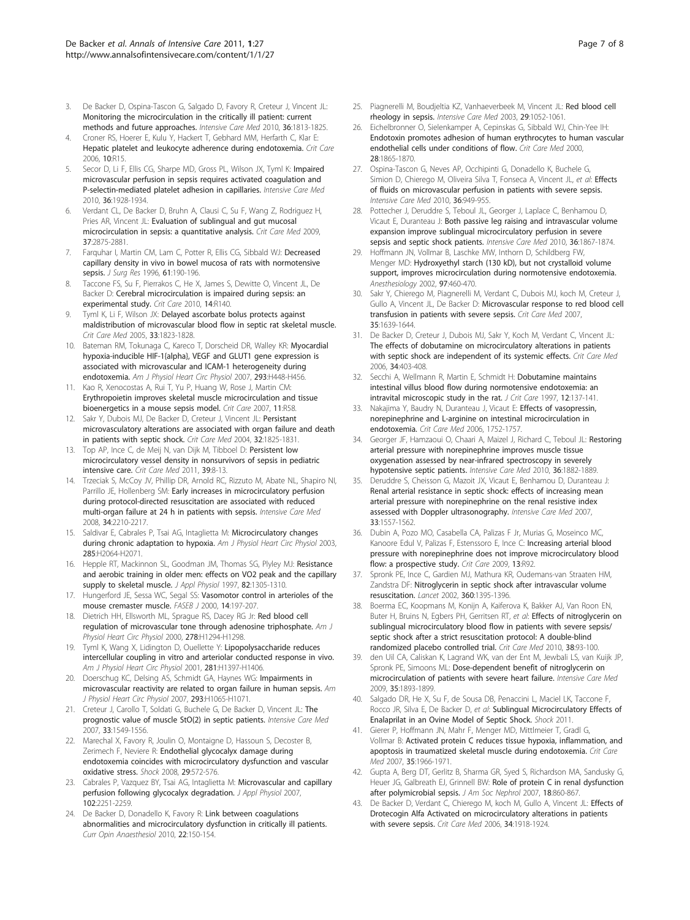3. De Backer D, Ospina-Tascon G, Salgado D, Favory R, Creteur J, Vincent JL: **Monitoring the microcirculation in the critically ill patient: current methods and future approaches.** *Intensive Care Med* 2010, **36**:1813-1825.
4. Croner RS, Hoerer E, Kulu Y, Hackert T, Gebhard MM, Herfarth C, Klar E: **Hepatic platelet and leukocyte adherence during endotoxemia.** *Crit Care* 2006, **10**:R15.
5. Secor D, Li F, Ellis CG, Sharpe MD, Gross PL, Wilson JX, Tyml K: **Impaired microvascular perfusion in sepsis requires activated coagulation and P-selectin-mediated platelet adhesion in capillaries.** *Intensive Care Med* 2010, **36**:1928-1934.
6. Verdant CL, De Backer D, Bruhn A, Clausi C, Su F, Wang Z, Rodriguez H, Pries AR, Vincent JL: **Evaluation of sublingual and gut mucosal microcirculation in sepsis: a quantitative analysis.** *Crit Care Med* 2009, **37**:2875-2881.
7. Farquhar I, Martin CM, Lam C, Potter R, Ellis CG, Sibbald WJ: **Decreased capillary density in vivo in bowel mucosa of rats with normotensive sepsis.** *J Surg Res* 1996, **61**:190-196.
8. Taccone FS, Su F, Pierrakos C, He X, James S, Dewitte O, Vincent JL, De Backer D: **Cerebral microcirculation is impaired during sepsis: an experimental study.** *Crit Care* 2010, **14**:R140.
9. Tyml K, Li F, Wilson JX: **Delayed ascorbate bolus protects against maldistribution of microvascular blood flow in septic rat skeletal muscle.** *Crit Care Med* 2005, **33**:1823-1828.
10. Bateman RM, Tokunaga C, Kareco T, Dorscheid DR, Walley KR: **Myocardial hypoxia-inducible HIF-1{alpha}, VEGF and GLUT1 gene expression is associated with microvascular and ICAM-1 heterogeneity during endotoxemia.** *Am J Physiol Heart Circ Physiol* 2007, **293**:H448-H456.
11. Kao R, Xenocostas A, Rui T, Yu P, Huang W, Rose J, Martin CM: **Erythropoietin improves skeletal muscle microcirculation and tissue bioenergetics in a mouse sepsis model.** *Crit Care* 2007, **11**:R58.
12. Sakr Y, Dubois MJ, De Backer D, Creteur J, Vincent JL: **Persistant microvasculatory alterations are associated with organ failure and death in patients with septic shock.** *Crit Care Med* 2004, **32**:1825-1831.
13. Top AP, Ince C, de Meij N, van Dijk M, Tibboel D: **Persistent low microcirculatory vessel density in nonsurvivors of sepsis in pediatric intensive care.** *Crit Care Med* 2011, **39**:8-13.
14. Trzeciak S, McCoy JV, Phillip DR, Arnold RC, Rizzuto M, Abate NL, Shapiro NI, Parrillo JE, Hollenberg SM: **Early increases in microcirculatory perfusion during protocol-directed resuscitation are associated with reduced multi-organ failure at 24 h in patients with sepsis.** *Intensive Care Med* 2008, **34**:2210-2217.
15. Saldivar E, Cabrales P, Tsai AG, Intaglietta M: **Microcirculatory changes during chronic adaptation to hypoxia.** *Am J Physiol Heart Circ Physiol* 2003, **285**:H2064-H2071.
16. Hepple RT, Mackinnon SL, Goodman JM, Thomas SG, Plyley MJ: **Resistance and aerobic training in older men: effects on VO2 peak and the capillary supply to skeletal muscle.** *J Appl Physiol* 1997, **82**:1305-1310.
17. Hungerford JE, Sessa WC, Segal SS: **Vasomotor control in arterioles of the mouse cremaster muscle.** *FASEB J* 2000, **14**:197-207.
18. Dietrich HH, Ellsworth ML, Sprague RS, Dacey RG Jr: **Red blood cell regulation of microvascular tone through adenosine triphosphate.** *Am J Physiol Heart Circ Physiol* 2000, **278**:H1294-H1298.
19. Tyml K, Wang X, Lidington D, Ouellette Y: **Lipopolysaccharide reduces intercellular coupling in vitro and arteriolar conducted response in vivo.** *Am J Physiol Heart Circ Physiol* 2001, **281**:H1397-H1406.
20. Doerschug KC, Delsing AS, Schmidt GA, Haynes WG: **Impairments in microvascular reactivity are related to organ failure in human sepsis.** *Am J Physiol Heart Circ Physiol* 2007, **293**:H1065-H1071.
21. Creteur J, Carollo T, Soldati G, Buchele G, De Backer D, Vincent JL: **The prognostic value of muscle StO(2) in septic patients.** *Intensive Care Med* 2007, **33**:1549-1556.
22. Marechal X, Favory R, Joulin O, Montaigne D, Hassoun S, Decoster B, Zerimech F, Neviere R: **Endothelial glycocalyx damage during endotoxemia coincides with microcirculatory dysfunction and vascular oxidative stress.** *Shock* 2008, **29**:572-576.
23. Cabrales P, Vazquez BY, Tsai AG, Intaglietta M: **Microvascular and capillary perfusion following glycocalyx degradation.** *J Appl Physiol* 2007, **102**:2251-2259.
24. De Backer D, Donadello K, Favory R: **Link between coagulations abnormalities and microcirculatory dysfunction in critically ill patients.** *Curr Opin Anaesthesiol* 2010, **22**:150-154.
25. Piagnerelli M, Boudjeltia KZ, Vanhaeverbeek M, Vincent JL: **Red blood cell rheology in sepsis.** *Intensive Care Med* 2003, **29**:1052-1061.
26. Eichelbronner O, Sielenkamper A, Cepinskas G, Sibbald WJ, Chin-Yee IH: **Endotoxin promotes adhesion of human erythrocytes to human vascular endothelial cells under conditions of flow.** *Crit Care Med* 2000, **28**:1865-1870.
27. Ospina-Tascon G, Neves AP, Occhipinti G, Donadello K, Buchele G, Simion D, Chierego M, Oliveira Silva T, Fonseca A, Vincent JL, *et al*: **Effects of fluids on microvascular perfusion in patients with severe sepsis.** *Intensive Care Med* 2010, **36**:949-955.
28. Pottecher J, Deruddre S, Teboul JL, Georger J, Laplace C, Benhamou D, Vicaut E, Duranteau J: **Both passive leg raising and intravascular volume expansion improve sublingual microcirculatory perfusion in severe sepsis and septic shock patients.** *Intensive Care Med* 2010, **36**:1867-1874.
29. Hoffmann JN, Vollmar B, Laschke MW, Inthorn D, Schildberg FW, Menger MD: **Hydroxyethyl starch (130 kD), but not crystalloid volume support, improves microcirculation during normotensive endotoxemia.** *Anesthesiology* 2002, **97**:460-470.
30. Sakr Y, Chierego M, Piagnerelli M, Verdant C, Dubois MJ, koch M, Creteur J, Gullo A, Vincent JL, De Backer D: **Microvascular response to red blood cell transfusion in patients with severe sepsis.** *Crit Care Med* 2007, **35**:1639-1644.
31. De Backer D, Creteur J, Dubois MJ, Sakr Y, Koch M, Verdant C, Vincent JL: **The effects of dobutamine on microcirculatory alterations in patients with septic shock are independent of its systemic effects.** *Crit Care Med* 2006, **34**:403-408.
32. Secchi A, Wellmann R, Martin E, Schmidt H: **Dobutamine maintains intestinal villus blood flow during normotensive endotoxemia: an intravital microscopic study in the rat.** *J Crit Care* 1997, **12**:137-141.
33. Nakajima Y, Baudry N, Duranteau J, Vicaut E: **Effects of vasopressin, norepinephrine and L-arginine on intestinal microcirculation in endotoxemia.** *Crit Care Med* 2006, 1752-1757.
34. Georger JF, Hamzaoui O, Chaari A, Maizel J, Richard C, Teboul JL: **Restoring arterial pressure with norepinephrine improves muscle tissue oxygenation assessed by near-infrared spectroscopy in severely hypotensive septic patients.** *Intensive Care Med* 2010, **36**:1882-1889.
35. Deruddre S, Cheisson G, Mazoit JX, Vicaut E, Benhamou D, Duranteau J: **Renal arterial resistance in septic shock: effects of increasing mean arterial pressure with norepinephrine on the renal resistive index assessed with Doppler ultrasonography.** *Intensive Care Med* 2007, **33**:1557-1562.
36. Dubin A, Pozo MO, Casabella CA, Palizas F Jr, Murias G, Moseinco MC, Kanoore Edul V, Palizas F, Estenssoro E, Ince C: **Increasing arterial blood pressure with norepinephrine does not improve microcirculatory blood flow: a prospective study.** *Crit Care* 2009, **13**:R92.
37. Spronk PE, Ince C, Gardien MJ, Mathura KR, Oudemans-van Straaten HM, Zandstra DF: **Nitroglycerin in septic shock after intravascular volume resuscitation.** *Lancet* 2002, **360**:1395-1396.
38. Boerma EC, Koopmans M, Konijn A, Kaiferova K, Bakker AJ, Van Roon EN, Buter H, Bruins N, Egbers PH, Gerritsen RT, *et al*: **Effects of nitroglycerin on sublingual microcirculatory blood flow in patients with severe sepsis/septic shock after a strict resuscitation protocol: A double-blind randomized placebo controlled trial.** *Crit Care Med* 2010, **38**:93-100.
39. den Uil CA, Caliskan K, Lagrand WK, van der Ent M, Jewbali LS, van Kuijk JP, Spronk PE, Simoons ML: **Dose-dependent benefit of nitroglycerin on microcirculation of patients with severe heart failure.** *Intensive Care Med* 2009, **35**:1893-1899.
40. Salgado DR, He X, Su F, de Sousa DB, Penaccini L, Maciel LK, Taccone F, Rocco JR, Silva E, De Backer D, *et al*: **Sublingual Microcirculatory Effects of Enalaprilat in an Ovine Model of Septic Shock.** *Shock* 2011.
41. Gierer P, Hoffmann JN, Mahr F, Menger MD, Mittlmeier T, Gradl G, Vollmar B: **Activated protein C reduces tissue hypoxia, inflammation, and apoptosis in traumatized skeletal muscle during endotoxemia.** *Crit Care Med* 2007, **35**:1966-1971.
42. Gupta A, Berg DT, Gerlitz B, Sharma GR, Syed S, Richardson MA, Sandusky G, Heuer JG, Galbreath EJ, Grinnell BW: **Role of protein C in renal dysfunction after polymicrobial sepsis.** *J Am Soc Nephrol* 2007, **18**:860-867.
43. De Backer D, Verdant C, Chierego M, koch M, Gullo A, Vincent JL: **Effects of Drotecogin Alfa Activated on microcirculatory alterations in patients with severe sepsis.** *Crit Care Med* 2006, **34**:1918-1924.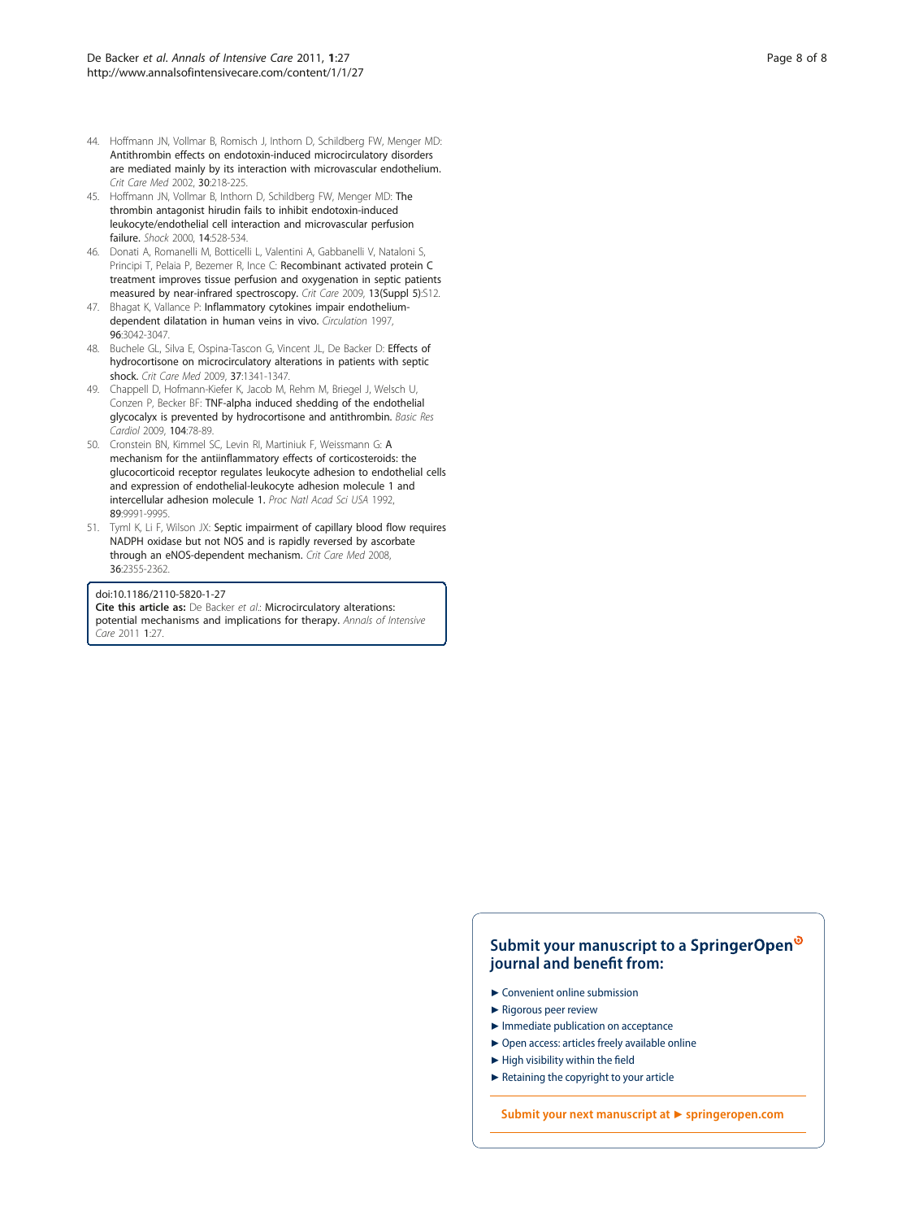44. Hoffmann JN, Vollmar B, Romisch J, Inthorn D, Schildberg FW, Menger MD: Antithrombin effects on endotoxin-induced microcirculatory disorders are mediated mainly by its interaction with microvascular endothelium. *Crit Care Med* 2002, **30**:218-225.
45. Hoffmann JN, Vollmar B, Inthorn D, Schildberg FW, Menger MD: The thrombin antagonist hirudin fails to inhibit endotoxin-induced leukocyte/endothelial cell interaction and microvascular perfusion failure. *Shock* 2000, **14**:528-534.
46. Donati A, Romanelli M, Botticelli L, Valentini A, Gabbanelli V, Nataloni S, Principi T, Pelaia P, Bezemer R, Ince C: Recombinant activated protein C treatment improves tissue perfusion and oxygenation in septic patients measured by near-infrared spectroscopy. *Crit Care* 2009, **13(Suppl 5)**:S12.
47. Bhagat K, Vallance P: Inflammatory cytokines impair endothelium-dependent dilatation in human veins in vivo. *Circulation* 1997, **96**:3042-3047.
48. Buchele GL, Silva E, Ospina-Tascon G, Vincent JL, De Backer D: Effects of hydrocortisone on microcirculatory alterations in patients with septic shock. *Crit Care Med* 2009, **37**:1341-1347.
49. Chappell D, Hofmann-Kiefer K, Jacob M, Rehm M, Briegel J, Welsch U, Conzen P, Becker BF: TNF-alpha induced shedding of the endothelial glycocalyx is prevented by hydrocortisone and antithrombin. *Basic Res Cardiol* 2009, **104**:78-89.
50. Cronstein BN, Kimmel SC, Levin RI, Martiniuk F, Weissmann G: A mechanism for the antiinflammatory effects of corticosteroids: the glucocorticoid receptor regulates leukocyte adhesion to endothelial cells and expression of endothelial-leukocyte adhesion molecule 1 and intercellular adhesion molecule 1. *Proc Natl Acad Sci USA* 1992, **89**:9991-9995.
51. Tyml K, Li F, Wilson JX: Septic impairment of capillary blood flow requires NADPH oxidase but not NOS and is rapidly reversed by ascorbate through an eNOS-dependent mechanism. *Crit Care Med* 2008, **36**:2355-2362.

doi:10.1186/2110-5820-1-27
**Cite this article as:** De Backer *et al.*: Microcirculatory alterations: potential mechanisms and implications for therapy. *Annals of Intensive Care* 2011 **1**:27.

**Submit your manuscript to a SpringerOpen journal and benefit from:**

- ► Convenient online submission
- ► Rigorous peer review
- ► Immediate publication on acceptance
- ► Open access: articles freely available online
- ► High visibility within the field
- ► Retaining the copyright to your article

**Submit your next manuscript at ► springeropen.com**